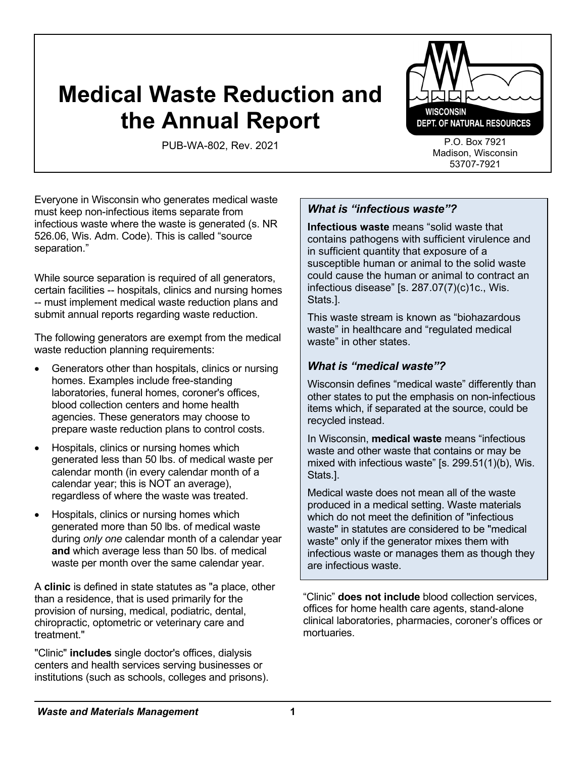# Medical Waste Reduction and the Annual Report

PUB-WA-802, Rev. 2021

WISCONSIN DEPT. OF NATURAL RESOURCES

P.O. Box 7921
Madison, Wisconsin
53707-7921

Everyone in Wisconsin who generates medical waste must keep non-infectious items separate from infectious waste where the waste is generated (s. NR 526.06, Wis. Adm. Code). This is called "source separation."

While source separation is required of all generators, certain facilities -- hospitals, clinics and nursing homes -- must implement medical waste reduction plans and submit annual reports regarding waste reduction.

The following generators are exempt from the medical waste reduction planning requirements:

- Generators other than hospitals, clinics or nursing homes. Examples include free-standing laboratories, funeral homes, coroner's offices, blood collection centers and home health agencies. These generators may choose to prepare waste reduction plans to control costs.
- Hospitals, clinics or nursing homes which generated less than 50 lbs. of medical waste per calendar month (in every calendar month of a calendar year; this is NOT an average), regardless of where the waste was treated.
- Hospitals, clinics or nursing homes which generated more than 50 lbs. of medical waste during *only one* calendar month of a calendar year **and** which average less than 50 lbs. of medical waste per month over the same calendar year.

A **clinic** is defined in state statutes as "a place, other than a residence, that is used primarily for the provision of nursing, medical, podiatric, dental, chiropractic, optometric or veterinary care and treatment."

"Clinic" **includes** single doctor's offices, dialysis centers and health services serving businesses or institutions (such as schools, colleges and prisons).

"Clinic" **does not include** blood collection services, offices for home health care agents, stand-alone clinical laboratories, pharmacies, coroner's offices or mortuaries.

### *What is "infectious waste"?*

**Infectious waste** means "solid waste that contains pathogens with sufficient virulence and in sufficient quantity that exposure of a susceptible human or animal to the solid waste could cause the human or animal to contract an infectious disease" [s. 287.07(7)(c)1c., Wis. Stats.].

This waste stream is known as "biohazardous waste" in healthcare and "regulated medical waste" in other states.

### *What is "medical waste"?*

Wisconsin defines "medical waste" differently than other states to put the emphasis on non-infectious items which, if separated at the source, could be recycled instead.

In Wisconsin, **medical waste** means "infectious waste and other waste that contains or may be mixed with infectious waste" [s. 299.51(1)(b), Wis. Stats.].

Medical waste does not mean all of the waste produced in a medical setting. Waste materials which do not meet the definition of "infectious waste" in statutes are considered to be "medical waste" only if the generator mixes them with infectious waste or manages them as though they are infectious waste.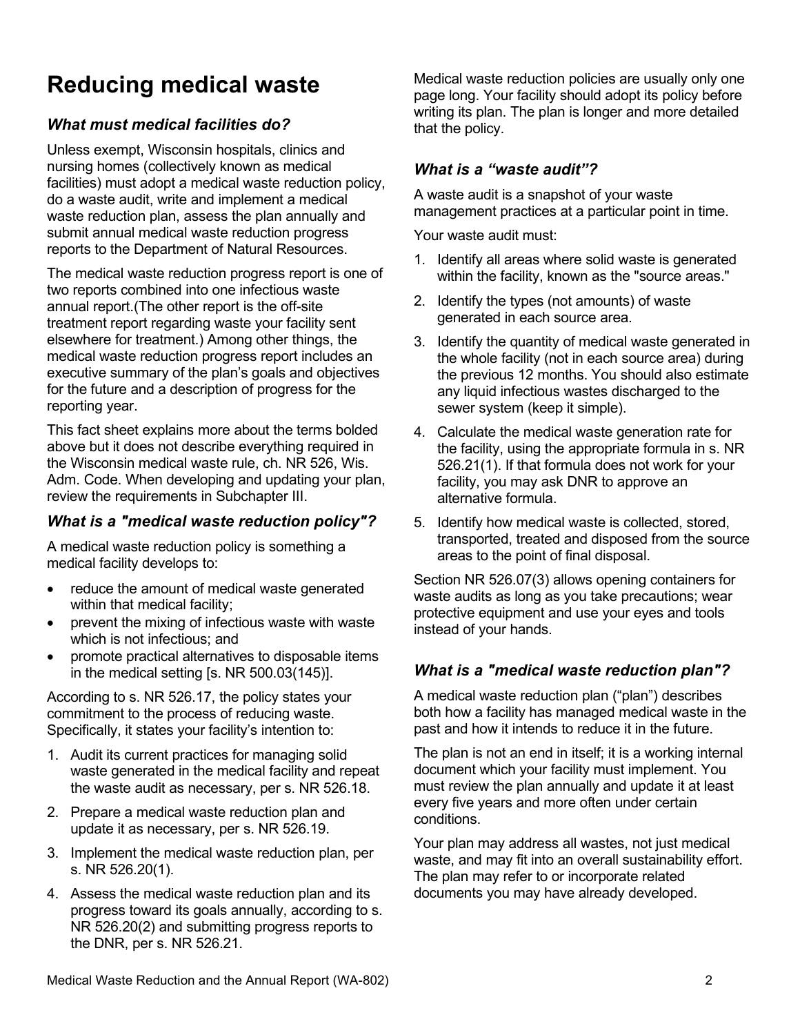# Reducing medical waste

### *What must medical facilities do?*

Unless exempt, Wisconsin hospitals, clinics and nursing homes (collectively known as medical facilities) must adopt a medical waste reduction policy, do a waste audit, write and implement a medical waste reduction plan, assess the plan annually and submit annual medical waste reduction progress reports to the Department of Natural Resources.

The medical waste reduction progress report is one of two reports combined into one infectious waste annual report.(The other report is the off-site treatment report regarding waste your facility sent elsewhere for treatment.) Among other things, the medical waste reduction progress report includes an executive summary of the plan's goals and objectives for the future and a description of progress for the reporting year.

This fact sheet explains more about the terms bolded above but it does not describe everything required in the Wisconsin medical waste rule, ch. NR 526, Wis. Adm. Code. When developing and updating your plan, review the requirements in Subchapter III.

### *What is a "medical waste reduction policy"?*

A medical waste reduction policy is something a medical facility develops to:

- reduce the amount of medical waste generated within that medical facility;
- prevent the mixing of infectious waste with waste which is not infectious; and
- promote practical alternatives to disposable items in the medical setting [s. NR 500.03(145)].

According to s. NR 526.17, the policy states your commitment to the process of reducing waste. Specifically, it states your facility's intention to:

1. Audit its current practices for managing solid waste generated in the medical facility and repeat the waste audit as necessary, per s. NR 526.18.
2. Prepare a medical waste reduction plan and update it as necessary, per s. NR 526.19.
3. Implement the medical waste reduction plan, per s. NR 526.20(1).
4. Assess the medical waste reduction plan and its progress toward its goals annually, according to s. NR 526.20(2) and submitting progress reports to the DNR, per s. NR 526.21.

Medical waste reduction policies are usually only one page long. Your facility should adopt its policy before writing its plan. The plan is longer and more detailed that the policy.

### *What is a "waste audit"?*

A waste audit is a snapshot of your waste management practices at a particular point in time.

Your waste audit must:

1. Identify all areas where solid waste is generated within the facility, known as the "source areas."
2. Identify the types (not amounts) of waste generated in each source area.
3. Identify the quantity of medical waste generated in the whole facility (not in each source area) during the previous 12 months. You should also estimate any liquid infectious wastes discharged to the sewer system (keep it simple).
4. Calculate the medical waste generation rate for the facility, using the appropriate formula in s. NR 526.21(1). If that formula does not work for your facility, you may ask DNR to approve an alternative formula.
5. Identify how medical waste is collected, stored, transported, treated and disposed from the source areas to the point of final disposal.

Section NR 526.07(3) allows opening containers for waste audits as long as you take precautions; wear protective equipment and use your eyes and tools instead of your hands.

### *What is a "medical waste reduction plan"?*

A medical waste reduction plan ("plan") describes both how a facility has managed medical waste in the past and how it intends to reduce it in the future.

The plan is not an end in itself; it is a working internal document which your facility must implement. You must review the plan annually and update it at least every five years and more often under certain conditions.

Your plan may address all wastes, not just medical waste, and may fit into an overall sustainability effort. The plan may refer to or incorporate related documents you may have already developed.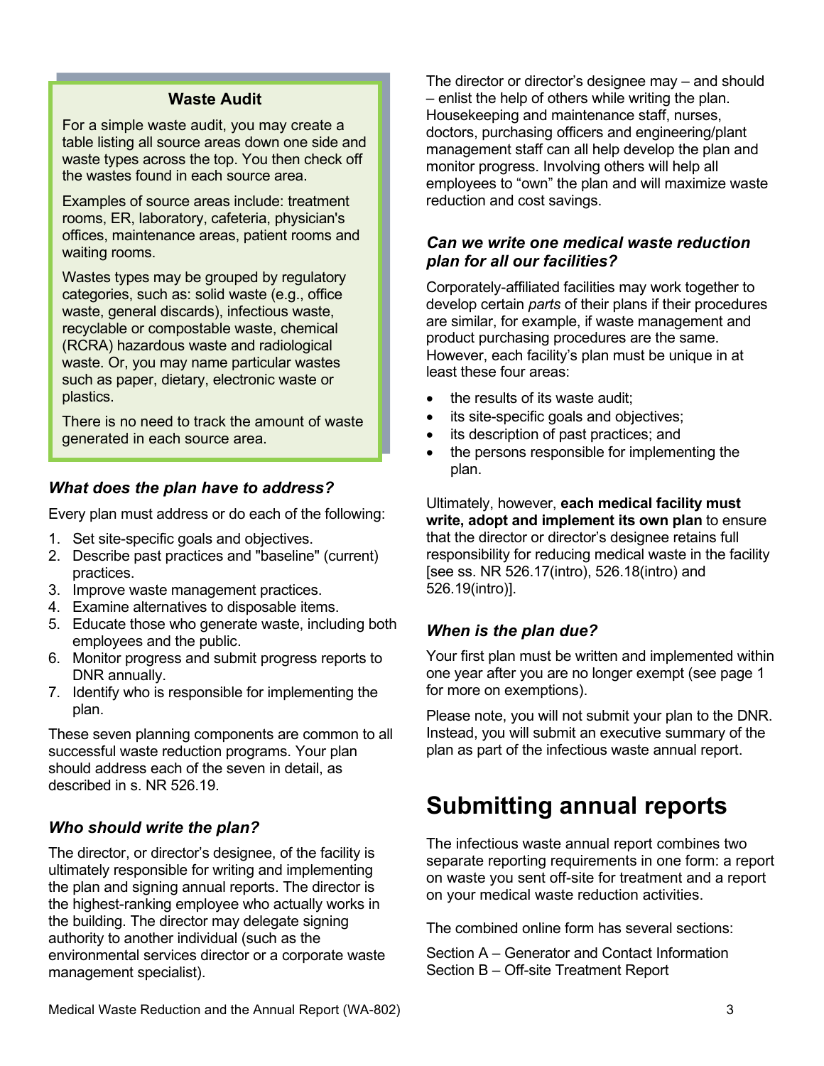**Waste Audit**

For a simple waste audit, you may create a table listing all source areas down one side and waste types across the top. You then check off the wastes found in each source area.

Examples of source areas include: treatment rooms, ER, laboratory, cafeteria, physician's offices, maintenance areas, patient rooms and waiting rooms.

Wastes types may be grouped by regulatory categories, such as: solid waste (e.g., office waste, general discards), infectious waste, recyclable or compostable waste, chemical (RCRA) hazardous waste and radiological waste. Or, you may name particular wastes such as paper, dietary, electronic waste or plastics.

There is no need to track the amount of waste generated in each source area.

### *What does the plan have to address?*

Every plan must address or do each of the following:

1. Set site-specific goals and objectives.
2. Describe past practices and "baseline" (current) practices.
3. Improve waste management practices.
4. Examine alternatives to disposable items.
5. Educate those who generate waste, including both employees and the public.
6. Monitor progress and submit progress reports to DNR annually.
7. Identify who is responsible for implementing the plan.

These seven planning components are common to all successful waste reduction programs. Your plan should address each of the seven in detail, as described in s. NR 526.19.

### *Who should write the plan?*

The director, or director's designee, of the facility is ultimately responsible for writing and implementing the plan and signing annual reports. The director is the highest-ranking employee who actually works in the building. The director may delegate signing authority to another individual (such as the environmental services director or a corporate waste management specialist).

The director or director's designee may – and should – enlist the help of others while writing the plan. Housekeeping and maintenance staff, nurses, doctors, purchasing officers and engineering/plant management staff can all help develop the plan and monitor progress. Involving others will help all employees to "own" the plan and will maximize waste reduction and cost savings.

### *Can we write one medical waste reduction plan for all our facilities?*

Corporately-affiliated facilities may work together to develop certain *parts* of their plans if their procedures are similar, for example, if waste management and product purchasing procedures are the same. However, each facility's plan must be unique in at least these four areas:

- the results of its waste audit;
- its site-specific goals and objectives;
- its description of past practices; and
- the persons responsible for implementing the plan.

Ultimately, however, **each medical facility must write, adopt and implement its own plan** to ensure that the director or director's designee retains full responsibility for reducing medical waste in the facility [see ss. NR 526.17(intro), 526.18(intro) and 526.19(intro)].

### *When is the plan due?*

Your first plan must be written and implemented within one year after you are no longer exempt (see page 1 for more on exemptions).

Please note, you will not submit your plan to the DNR. Instead, you will submit an executive summary of the plan as part of the infectious waste annual report.

# Submitting annual reports

The infectious waste annual report combines two separate reporting requirements in one form: a report on waste you sent off-site for treatment and a report on your medical waste reduction activities.

The combined online form has several sections:

Section A – Generator and Contact Information
Section B – Off-site Treatment Report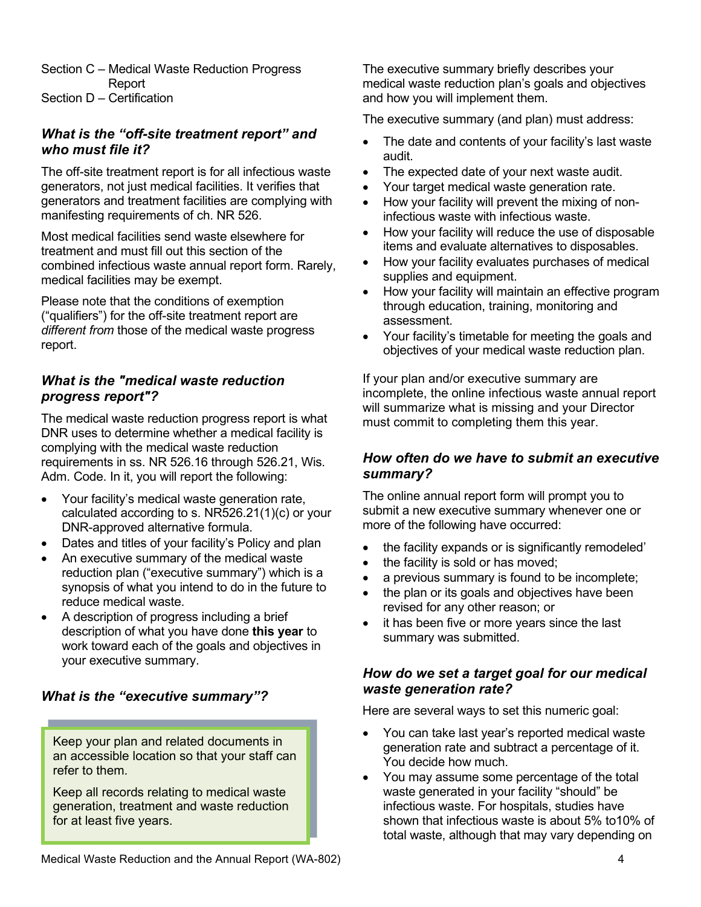Section C – Medical Waste Reduction Progress Report
Section D – Certification

### *What is the “off-site treatment report” and who must file it?*

The off-site treatment report is for all infectious waste generators, not just medical facilities. It verifies that generators and treatment facilities are complying with manifesting requirements of ch. NR 526.

Most medical facilities send waste elsewhere for treatment and must fill out this section of the combined infectious waste annual report form. Rarely, medical facilities may be exempt.

Please note that the conditions of exemption (“qualifiers”) for the off-site treatment report are *different from* those of the medical waste progress report.

### *What is the "medical waste reduction progress report"?*

The medical waste reduction progress report is what DNR uses to determine whether a medical facility is complying with the medical waste reduction requirements in ss. NR 526.16 through 526.21, Wis. Adm. Code. In it, you will report the following:

- Your facility’s medical waste generation rate, calculated according to s. NR526.21(1)(c) or your DNR-approved alternative formula.
- Dates and titles of your facility’s Policy and plan
- An executive summary of the medical waste reduction plan (“executive summary”) which is a synopsis of what you intend to do in the future to reduce medical waste.
- A description of progress including a brief description of what you have done **this year** to work toward each of the goals and objectives in your executive summary.

### *What is the “executive summary”?*

> Keep your plan and related documents in an accessible location so that your staff can refer to them.
>
> Keep all records relating to medical waste generation, treatment and waste reduction for at least five years.

The executive summary briefly describes your medical waste reduction plan’s goals and objectives and how you will implement them.

The executive summary (and plan) must address:

- The date and contents of your facility’s last waste audit.
- The expected date of your next waste audit.
- Your target medical waste generation rate.
- How your facility will prevent the mixing of non-infectious waste with infectious waste.
- How your facility will reduce the use of disposable items and evaluate alternatives to disposables.
- How your facility evaluates purchases of medical supplies and equipment.
- How your facility will maintain an effective program through education, training, monitoring and assessment.
- Your facility’s timetable for meeting the goals and objectives of your medical waste reduction plan.

If your plan and/or executive summary are incomplete, the online infectious waste annual report will summarize what is missing and your Director must commit to completing them this year.

### *How often do we have to submit an executive summary?*

The online annual report form will prompt you to submit a new executive summary whenever one or more of the following have occurred:

- the facility expands or is significantly remodeled’
- the facility is sold or has moved;
- a previous summary is found to be incomplete;
- the plan or its goals and objectives have been revised for any other reason; or
- it has been five or more years since the last summary was submitted.

### *How do we set a target goal for our medical waste generation rate?*

Here are several ways to set this numeric goal:

- You can take last year’s reported medical waste generation rate and subtract a percentage of it. You decide how much.
- You may assume some percentage of the total waste generated in your facility “should” be infectious waste. For hospitals, studies have shown that infectious waste is about 5% to10% of total waste, although that may vary depending on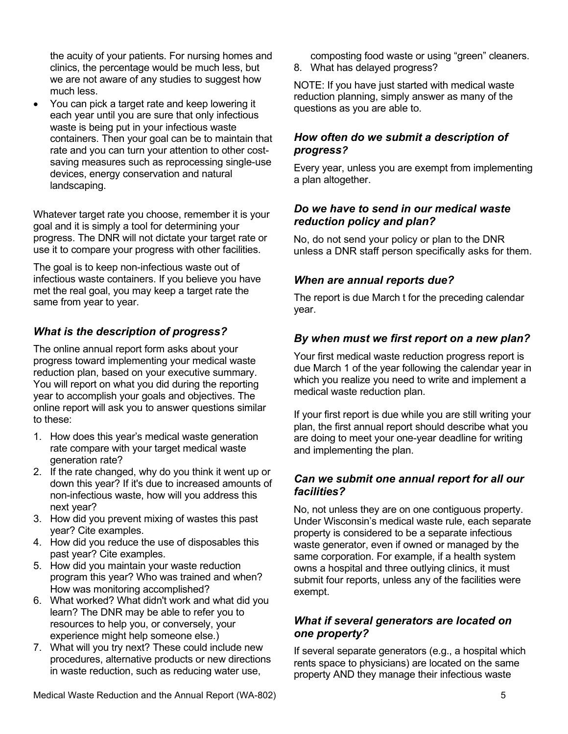the acuity of your patients. For nursing homes and clinics, the percentage would be much less, but we are not aware of any studies to suggest how much less.

- You can pick a target rate and keep lowering it each year until you are sure that only infectious waste is being put in your infectious waste containers. Then your goal can be to maintain that rate and you can turn your attention to other cost-saving measures such as reprocessing single-use devices, energy conservation and natural landscaping.

Whatever target rate you choose, remember it is your goal and it is simply a tool for determining your progress. The DNR will not dictate your target rate or use it to compare your progress with other facilities.

The goal is to keep non-infectious waste out of infectious waste containers. If you believe you have met the real goal, you may keep a target rate the same from year to year.

### *What is the description of progress?*

The online annual report form asks about your progress toward implementing your medical waste reduction plan, based on your executive summary. You will report on what you did during the reporting year to accomplish your goals and objectives. The online report will ask you to answer questions similar to these:

1. How does this year's medical waste generation rate compare with your target medical waste generation rate?
2. If the rate changed, why do you think it went up or down this year? If it's due to increased amounts of non-infectious waste, how will you address this next year?
3. How did you prevent mixing of wastes this past year? Cite examples.
4. How did you reduce the use of disposables this past year? Cite examples.
5. How did you maintain your waste reduction program this year? Who was trained and when? How was monitoring accomplished?
6. What worked? What didn't work and what did you learn? The DNR may be able to refer you to resources to help you, or conversely, your experience might help someone else.)
7. What will you try next? These could include new procedures, alternative products or new directions in waste reduction, such as reducing water use, composting food waste or using "green" cleaners.
8. What has delayed progress?

NOTE: If you have just started with medical waste reduction planning, simply answer as many of the questions as you are able to.

### *How often do we submit a description of progress?*

Every year, unless you are exempt from implementing a plan altogether.

### *Do we have to send in our medical waste reduction policy and plan?*

No, do not send your policy or plan to the DNR unless a DNR staff person specifically asks for them.

### *When are annual reports due?*

The report is due March t for the preceding calendar year.

### *By when must we first report on a new plan?*

Your first medical waste reduction progress report is due March 1 of the year following the calendar year in which you realize you need to write and implement a medical waste reduction plan.

If your first report is due while you are still writing your plan, the first annual report should describe what you are doing to meet your one-year deadline for writing and implementing the plan.

### *Can we submit one annual report for all our facilities?*

No, not unless they are on one contiguous property. Under Wisconsin's medical waste rule, each separate property is considered to be a separate infectious waste generator, even if owned or managed by the same corporation. For example, if a health system owns a hospital and three outlying clinics, it must submit four reports, unless any of the facilities were exempt.

### *What if several generators are located on one property?*

If several separate generators (e.g., a hospital which rents space to physicians) are located on the same property AND they manage their infectious waste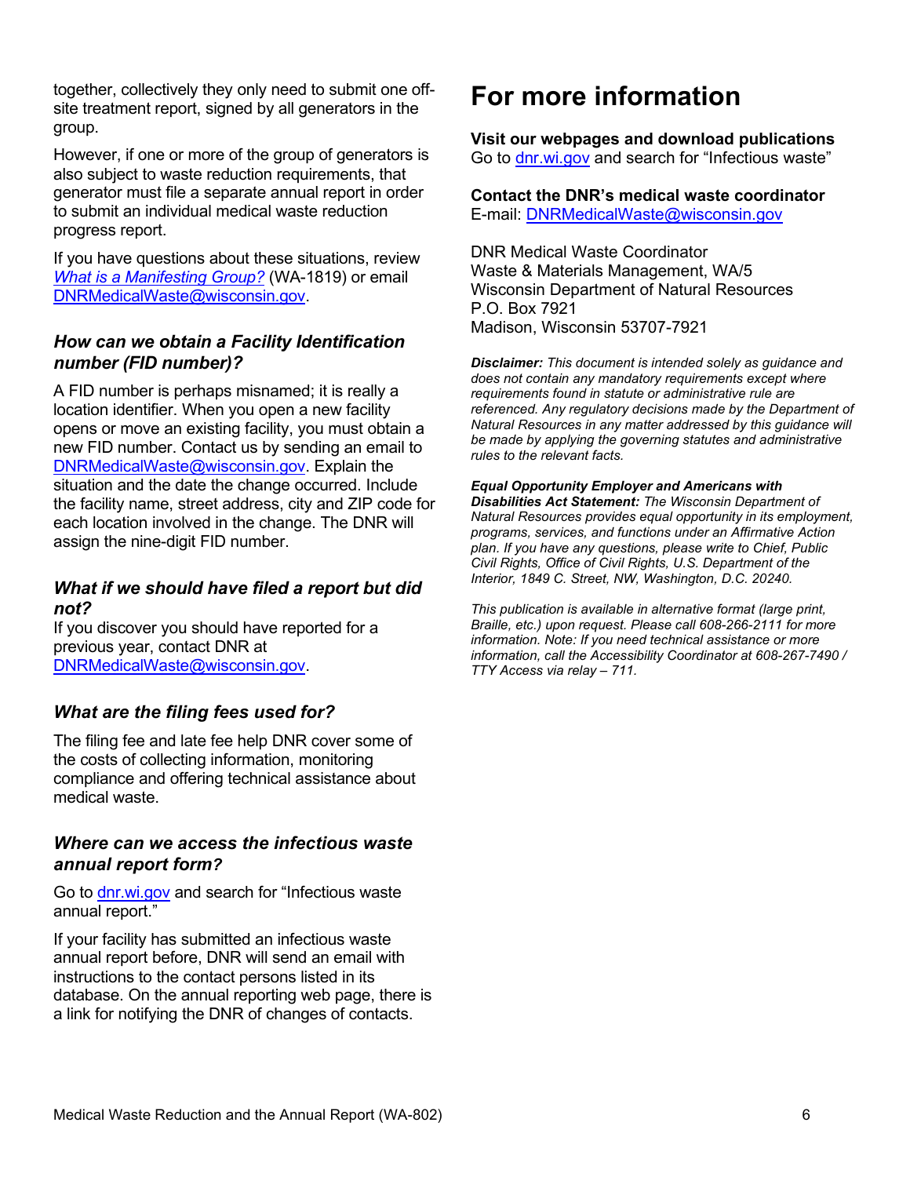together, collectively they only need to submit one off-site treatment report, signed by all generators in the group.

However, if one or more of the group of generators is also subject to waste reduction requirements, that generator must file a separate annual report in order to submit an individual medical waste reduction progress report.

If you have questions about these situations, review *What is a Manifesting Group?* (WA-1819) or email DNRMedicalWaste@wisconsin.gov.

### *How can we obtain a Facility Identification number (FID number)?*

A FID number is perhaps misnamed; it is really a location identifier. When you open a new facility opens or move an existing facility, you must obtain a new FID number. Contact us by sending an email to DNRMedicalWaste@wisconsin.gov. Explain the situation and the date the change occurred. Include the facility name, street address, city and ZIP code for each location involved in the change. The DNR will assign the nine-digit FID number.

### *What if we should have filed a report but did not?*

If you discover you should have reported for a previous year, contact DNR at DNRMedicalWaste@wisconsin.gov.

### *What are the filing fees used for?*

The filing fee and late fee help DNR cover some of the costs of collecting information, monitoring compliance and offering technical assistance about medical waste.

### *Where can we access the infectious waste annual report form?*

Go to dnr.wi.gov and search for "Infectious waste annual report."

If your facility has submitted an infectious waste annual report before, DNR will send an email with instructions to the contact persons listed in its database. On the annual reporting web page, there is a link for notifying the DNR of changes of contacts.

# For more information

**Visit our webpages and download publications**
Go to dnr.wi.gov and search for "Infectious waste"

**Contact the DNR's medical waste coordinator**
E-mail: DNRMedicalWaste@wisconsin.gov

DNR Medical Waste Coordinator
Waste & Materials Management, WA/5
Wisconsin Department of Natural Resources
P.O. Box 7921
Madison, Wisconsin 53707-7921

***Disclaimer:*** *This document is intended solely as guidance and does not contain any mandatory requirements except where requirements found in statute or administrative rule are referenced. Any regulatory decisions made by the Department of Natural Resources in any matter addressed by this guidance will be made by applying the governing statutes and administrative rules to the relevant facts.*

***Equal Opportunity Employer and Americans with Disabilities Act Statement:*** *The Wisconsin Department of Natural Resources provides equal opportunity in its employment, programs, services, and functions under an Affirmative Action plan. If you have any questions, please write to Chief, Public Civil Rights, Office of Civil Rights, U.S. Department of the Interior, 1849 C. Street, NW, Washington, D.C. 20240.*

*This publication is available in alternative format (large print, Braille, etc.) upon request. Please call 608-266-2111 for more information. Note: If you need technical assistance or more information, call the Accessibility Coordinator at 608-267-7490 / TTY Access via relay – 711.*